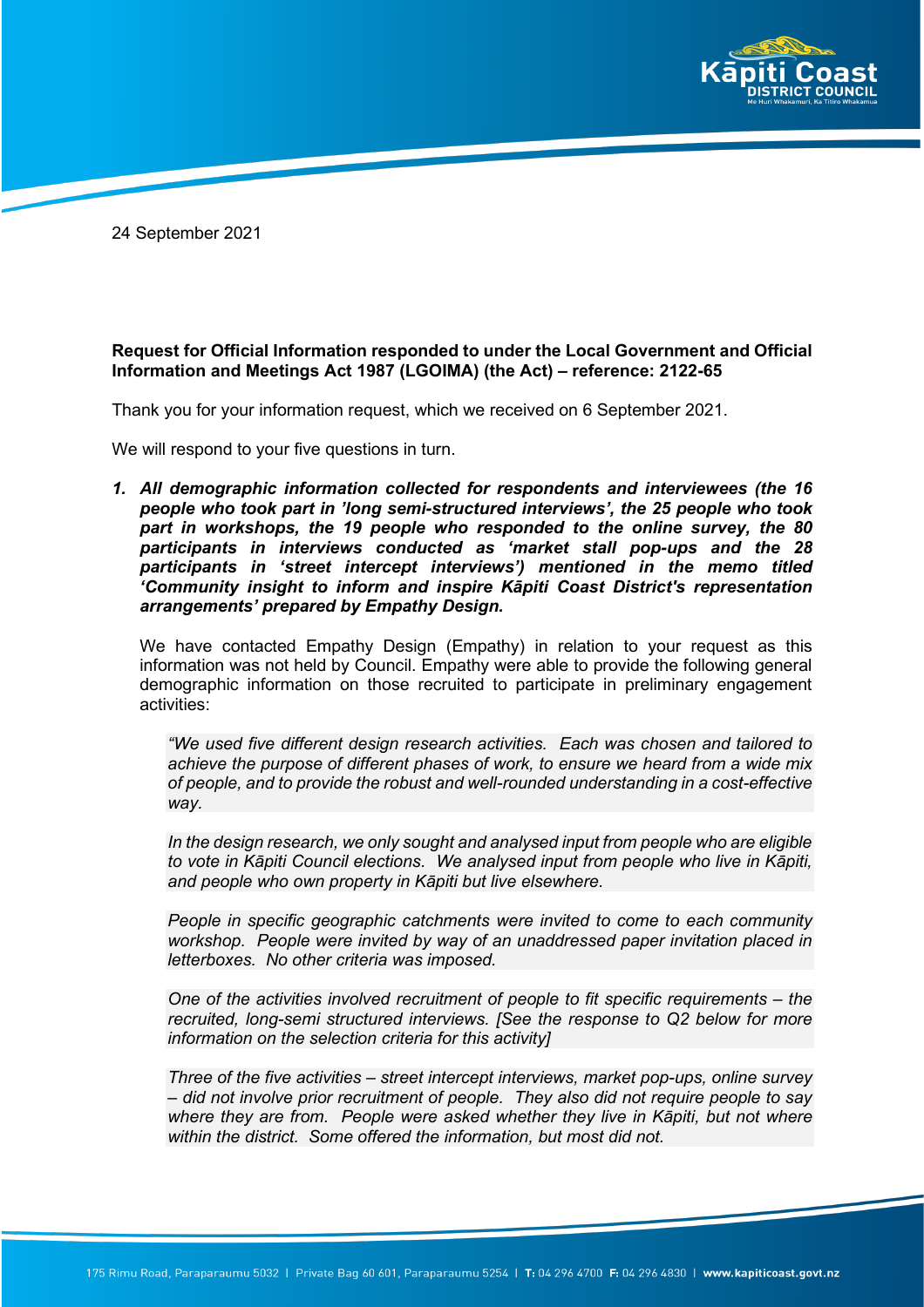24 September 2021

**Request for Official Information responded to under the Local Government and Official Information and Meetings Act 1987 (LGOIMA) (the Act) – reference: 2122-65**

Thank you for your information request, which we received on 6 September 2021.

We will respond to your five questions in turn.

1. ***All demographic information collected for respondents and interviewees (the 16 people who took part in 'long semi-structured interviews', the 25 people who took part in workshops, the 19 people who responded to the online survey, the 80 participants in interviews conducted as 'market stall pop-ups and the 28 participants in 'street intercept interviews') mentioned in the memo titled 'Community insight to inform and inspire Kāpiti Coast District's representation arrangements' prepared by Empathy Design.***

   We have contacted Empathy Design (Empathy) in relation to your request as this information was not held by Council. Empathy were able to provide the following general demographic information on those recruited to participate in preliminary engagement activities:

   > *"We used five different design research activities. Each was chosen and tailored to achieve the purpose of different phases of work, to ensure we heard from a wide mix of people, and to provide the robust and well-rounded understanding in a cost-effective way.*
   >
   > *In the design research, we only sought and analysed input from people who are eligible to vote in Kāpiti Council elections. We analysed input from people who live in Kāpiti, and people who own property in Kāpiti but live elsewhere.*
   >
   > *People in specific geographic catchments were invited to come to each community workshop. People were invited by way of an unaddressed paper invitation placed in letterboxes. No other criteria was imposed.*
   >
   > *One of the activities involved recruitment of people to fit specific requirements – the recruited, long-semi structured interviews. [See the response to Q2 below for more information on the selection criteria for this activity]*
   >
   > *Three of the five activities – street intercept interviews, market pop-ups, online survey – did not involve prior recruitment of people. They also did not require people to say where they are from. People were asked whether they live in Kāpiti, but not where within the district. Some offered the information, but most did not.*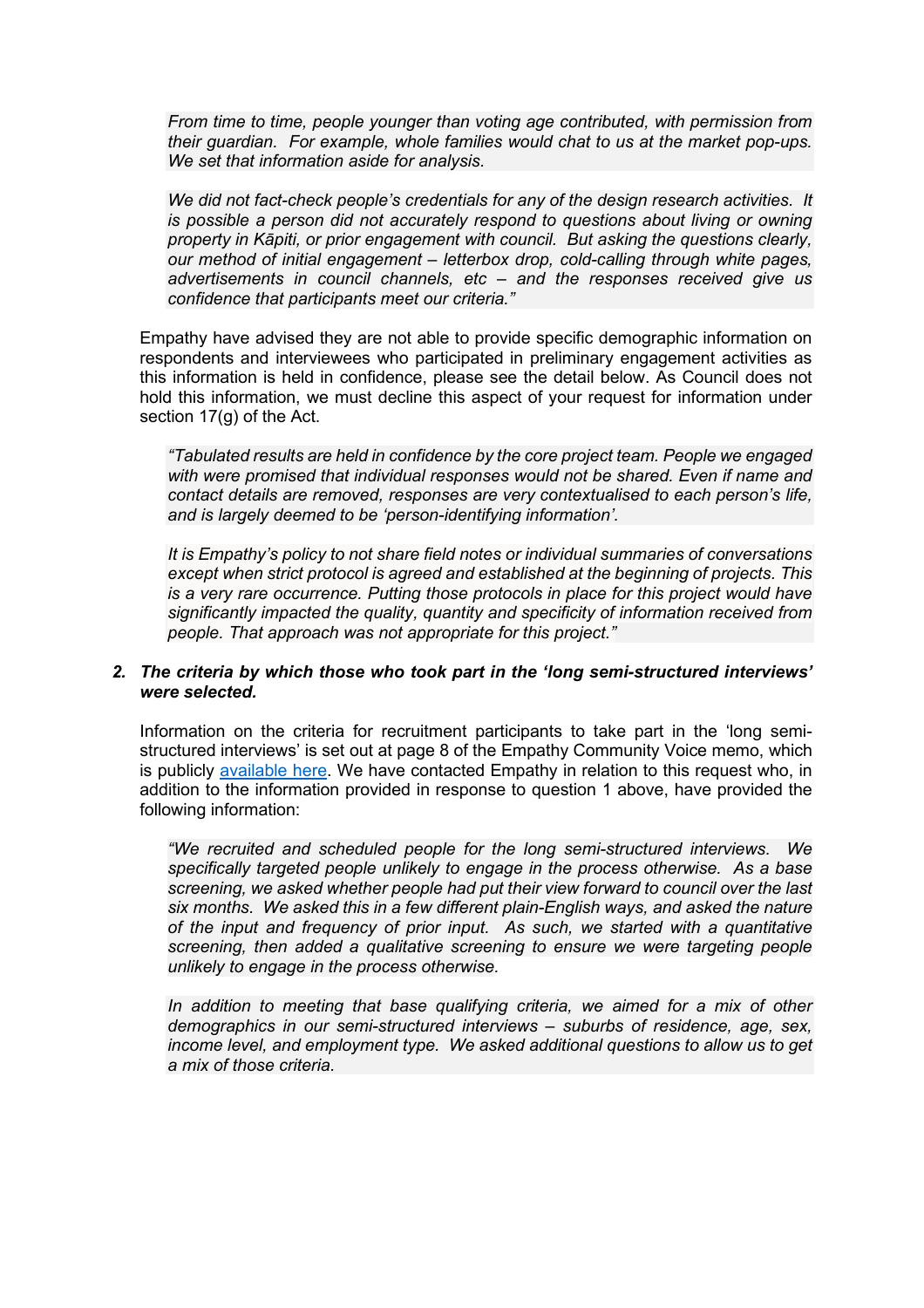*From time to time, people younger than voting age contributed, with permission from their guardian. For example, whole families would chat to us at the market pop-ups. We set that information aside for analysis.*

*We did not fact-check people's credentials for any of the design research activities. It is possible a person did not accurately respond to questions about living or owning property in Kāpiti, or prior engagement with council. But asking the questions clearly, our method of initial engagement – letterbox drop, cold-calling through white pages, advertisements in council channels, etc – and the responses received give us confidence that participants meet our criteria."*

Empathy have advised they are not able to provide specific demographic information on respondents and interviewees who participated in preliminary engagement activities as this information is held in confidence, please see the detail below. As Council does not hold this information, we must decline this aspect of your request for information under section 17(g) of the Act.

*"Tabulated results are held in confidence by the core project team. People we engaged with were promised that individual responses would not be shared. Even if name and contact details are removed, responses are very contextualised to each person's life, and is largely deemed to be 'person-identifying information'.*

*It is Empathy's policy to not share field notes or individual summaries of conversations except when strict protocol is agreed and established at the beginning of projects. This is a very rare occurrence. Putting those protocols in place for this project would have significantly impacted the quality, quantity and specificity of information received from people. That approach was not appropriate for this project."*

2. ***The criteria by which those who took part in the 'long semi-structured interviews' were selected.***

Information on the criteria for recruitment participants to take part in the 'long semi-structured interviews' is set out at page 8 of the Empathy Community Voice memo, which is publicly available here. We have contacted Empathy in relation to this request who, in addition to the information provided in response to question 1 above, have provided the following information:

*"We recruited and scheduled people for the long semi-structured interviews. We specifically targeted people unlikely to engage in the process otherwise. As a base screening, we asked whether people had put their view forward to council over the last six months. We asked this in a few different plain-English ways, and asked the nature of the input and frequency of prior input. As such, we started with a quantitative screening, then added a qualitative screening to ensure we were targeting people unlikely to engage in the process otherwise.*

*In addition to meeting that base qualifying criteria, we aimed for a mix of other demographics in our semi-structured interviews – suburbs of residence, age, sex, income level, and employment type. We asked additional questions to allow us to get a mix of those criteria.*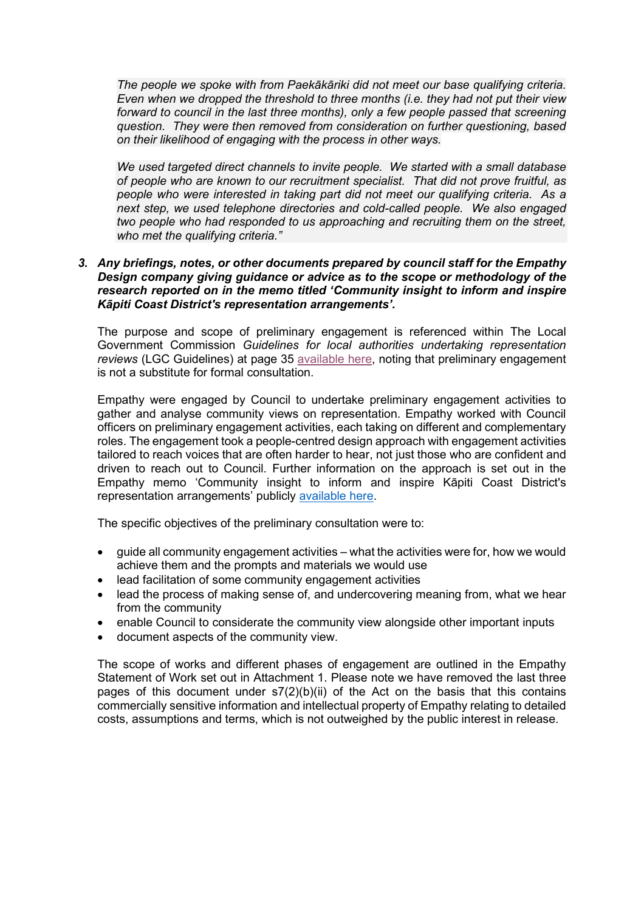> *The people we spoke with from Paekākāriki did not meet our base qualifying criteria. Even when we dropped the threshold to three months (i.e. they had not put their view forward to council in the last three months), only a few people passed that screening question. They were then removed from consideration on further questioning, based on their likelihood of engaging with the process in other ways.*
>
> *We used targeted direct channels to invite people. We started with a small database of people who are known to our recruitment specialist. That did not prove fruitful, as people who were interested in taking part did not meet our qualifying criteria. As a next step, we used telephone directories and cold-called people. We also engaged two people who had responded to us approaching and recruiting them on the street, who met the qualifying criteria."*

3. ***Any briefings, notes, or other documents prepared by council staff for the Empathy Design company giving guidance or advice as to the scope or methodology of the research reported on in the memo titled 'Community insight to inform and inspire Kāpiti Coast District's representation arrangements'.***

The purpose and scope of preliminary engagement is referenced within The Local Government Commission *Guidelines for local authorities undertaking representation reviews* (LGC Guidelines) at page 35 available here, noting that preliminary engagement is not a substitute for formal consultation.

Empathy were engaged by Council to undertake preliminary engagement activities to gather and analyse community views on representation. Empathy worked with Council officers on preliminary engagement activities, each taking on different and complementary roles. The engagement took a people-centred design approach with engagement activities tailored to reach voices that are often harder to hear, not just those who are confident and driven to reach out to Council. Further information on the approach is set out in the Empathy memo 'Community insight to inform and inspire Kāpiti Coast District's representation arrangements' publicly available here.

The specific objectives of the preliminary consultation were to:

- guide all community engagement activities – what the activities were for, how we would achieve them and the prompts and materials we would use
- lead facilitation of some community engagement activities
- lead the process of making sense of, and undercovering meaning from, what we hear from the community
- enable Council to considerate the community view alongside other important inputs
- document aspects of the community view.

The scope of works and different phases of engagement are outlined in the Empathy Statement of Work set out in Attachment 1. Please note we have removed the last three pages of this document under s7(2)(b)(ii) of the Act on the basis that this contains commercially sensitive information and intellectual property of Empathy relating to detailed costs, assumptions and terms, which is not outweighed by the public interest in release.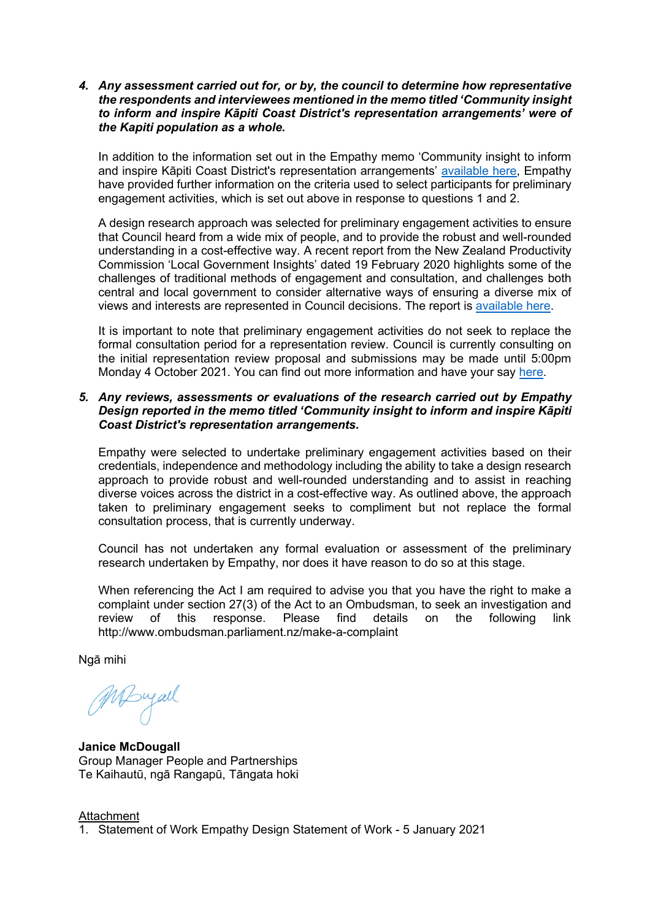4. ***Any assessment carried out for, or by, the council to determine how representative the respondents and interviewees mentioned in the memo titled 'Community insight to inform and inspire Kāpiti Coast District's representation arrangements' were of the Kapiti population as a whole.***

   In addition to the information set out in the Empathy memo 'Community insight to inform and inspire Kāpiti Coast District's representation arrangements' available here, Empathy have provided further information on the criteria used to select participants for preliminary engagement activities, which is set out above in response to questions 1 and 2.

   A design research approach was selected for preliminary engagement activities to ensure that Council heard from a wide mix of people, and to provide the robust and well-rounded understanding in a cost-effective way. A recent report from the New Zealand Productivity Commission 'Local Government Insights' dated 19 February 2020 highlights some of the challenges of traditional methods of engagement and consultation, and challenges both central and local government to consider alternative ways of ensuring a diverse mix of views and interests are represented in Council decisions. The report is available here.

   It is important to note that preliminary engagement activities do not seek to replace the formal consultation period for a representation review. Council is currently consulting on the initial representation review proposal and submissions may be made until 5:00pm Monday 4 October 2021. You can find out more information and have your say here.

5. ***Any reviews, assessments or evaluations of the research carried out by Empathy Design reported in the memo titled 'Community insight to inform and inspire Kāpiti Coast District's representation arrangements.***

   Empathy were selected to undertake preliminary engagement activities based on their credentials, independence and methodology including the ability to take a design research approach to provide robust and well-rounded understanding and to assist in reaching diverse voices across the district in a cost-effective way. As outlined above, the approach taken to preliminary engagement seeks to compliment but not replace the formal consultation process, that is currently underway.

   Council has not undertaken any formal evaluation or assessment of the preliminary research undertaken by Empathy, nor does it have reason to do so at this stage.

   When referencing the Act I am required to advise you that you have the right to make a complaint under section 27(3) of the Act to an Ombudsman, to seek an investigation and review of this response. Please find details on the following link http://www.ombudsman.parliament.nz/make-a-complaint

Ngā mihi

**Janice McDougall**
Group Manager People and Partnerships
Te Kaihautū, ngā Rangapū, Tāngata hoki

Attachment

1. Statement of Work Empathy Design Statement of Work - 5 January 2021